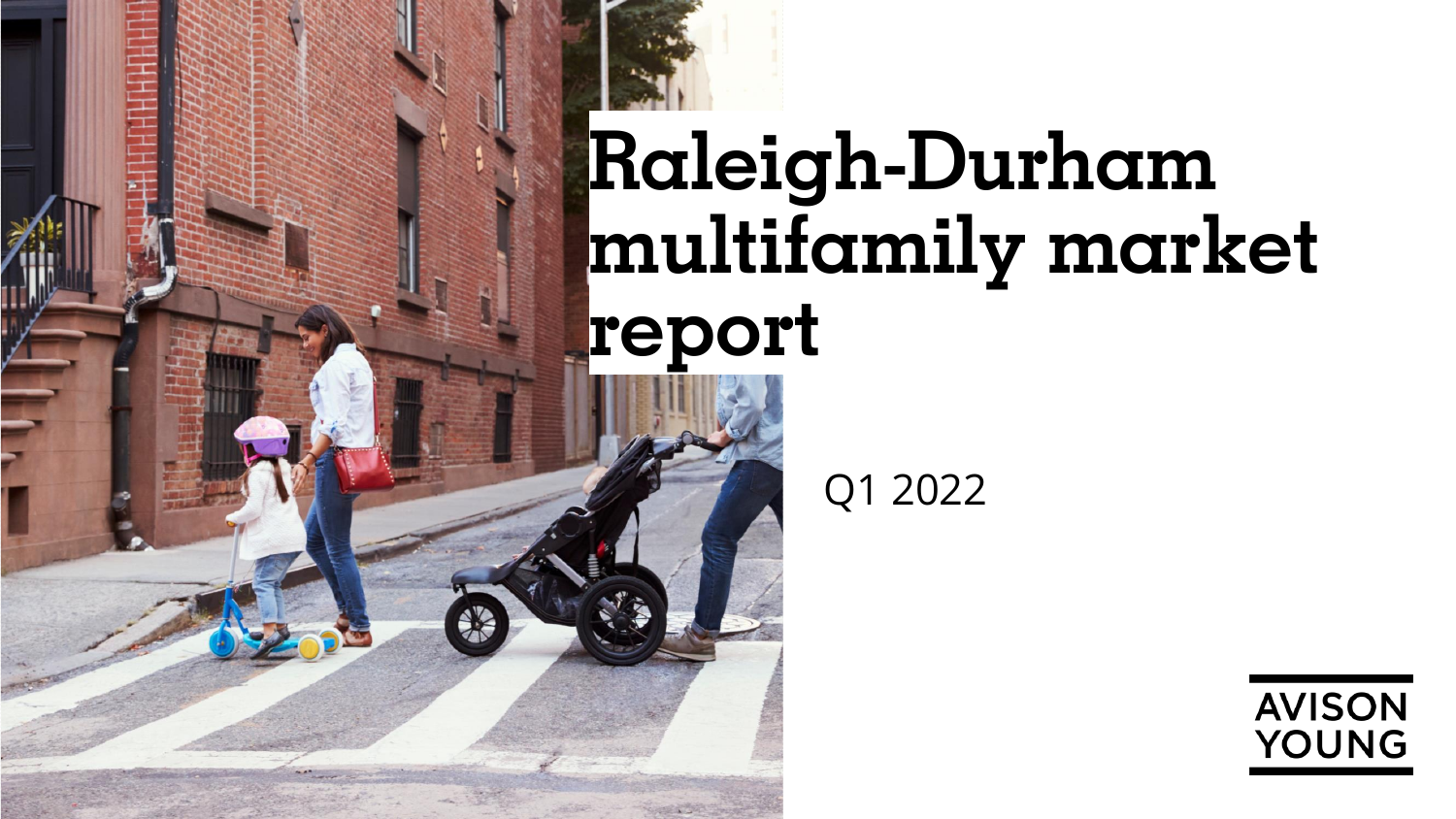# Raleigh-Durham multifamily market report

Q1 2022

AVISON YOUNG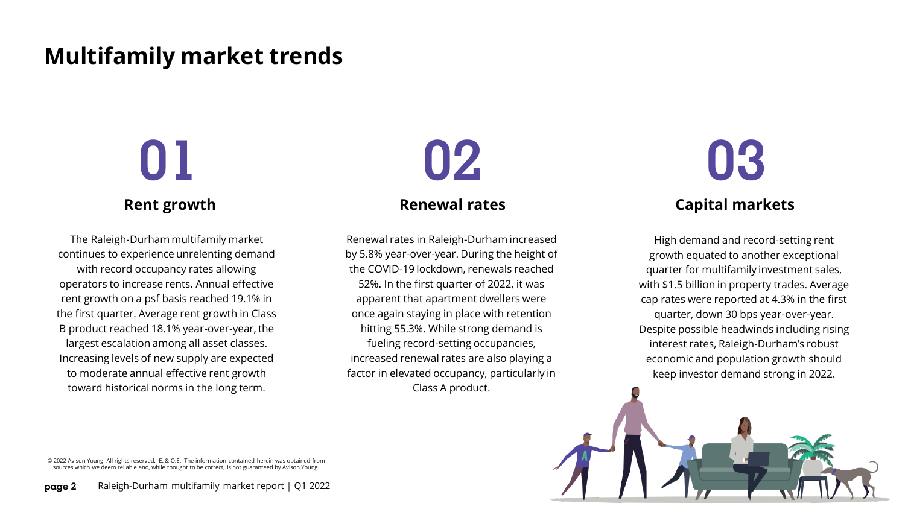# Multifamily market trends

## 01

### Rent growth

The Raleigh-Durham multifamily market continues to experience unrelenting demand with record occupancy rates allowing operators to increase rents. Annual effective rent growth on a psf basis reached 19.1% in the first quarter. Average rent growth in Class B product reached 18.1% year-over-year, the largest escalation among all asset classes. Increasing levels of new supply are expected to moderate annual effective rent growth toward historical norms in the long term.

## 02

### Renewal rates

Renewal rates in Raleigh-Durham increased by 5.8% year-over-year. During the height of the COVID-19 lockdown, renewals reached 52%. In the first quarter of 2022, it was apparent that apartment dwellers were once again staying in place with retention hitting 55.3%. While strong demand is fueling record-setting occupancies, increased renewal rates are also playing a factor in elevated occupancy, particularly in Class A product.

## 03

### Capital markets

High demand and record-setting rent growth equated to another exceptional quarter for multifamily investment sales, with $1.5 billion in property trades. Average cap rates were reported at 4.3% in the first quarter, down 30 bps year-over-year. Despite possible headwinds including rising interest rates, Raleigh-Durham's robust economic and population growth should keep investor demand strong in 2022.

© 2022 Avison Young. All rights reserved. E. & O.E.: The information contained herein was obtained from sources which we deem reliable and, while thought to be correct, is not guaranteed by Avison Young.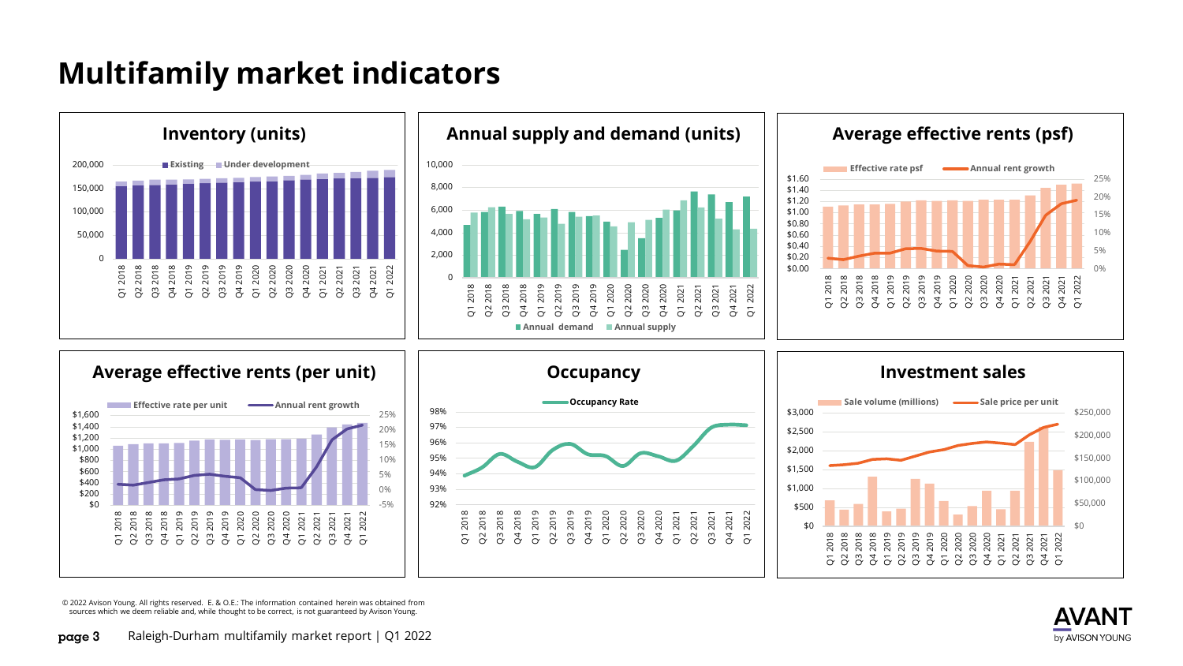# Multifamily market indicators

## Inventory (units)

Existing / Under development

200,000
150,000
100,000
50,000
0

Q1 2018, Q2 2018, Q3 2018, Q4 2018, Q1 2019, Q2 2019, Q3 2019, Q4 2019, Q1 2020, Q2 2020, Q3 2020, Q4 2020, Q1 2021, Q2 2021, Q3 2021, Q4 2021, Q1 2022

## Annual supply and demand (units)

Annual demand / Annual supply

10,000
8,000
6,000
4,000
2,000
0

Q1 2018, Q2 2018, Q3 2018, Q4 2018, Q1 2019, Q2 2019, Q3 2019, Q4 2019, Q1 2020, Q2 2020, Q3 2020, Q4 2020, Q1 2021, Q2 2021, Q3 2021, Q4 2021, Q1 2022

## Average effective rents (psf)

Effective rate psf / Annual rent growth

$1.60, $1.40, $1.20, $1.00, $0.80, $0.60, $0.40, $0.20, $0.00

25%, 20%, 15%, 10%, 5%, 0%

Q1 2018, Q2 2018, Q3 2018, Q4 2018, Q1 2019, Q2 2019, Q3 2019, Q4 2019, Q1 2020, Q2 2020, Q3 2020, Q4 2020, Q1 2021, Q2 2021, Q3 2021, Q4 2021, Q1 2022

## Average effective rents (per unit)

Effective rate per unit / Annual rent growth

$1,600, $1,400, $1,200, $1,000, $800, $600, $400, $200, $0

25%, 20%, 15%, 10%, 5%, 0%, -5%

Q1 2018, Q2 2018, Q3 2018, Q4 2018, Q1 2019, Q2 2019, Q3 2019, Q4 2019, Q1 2020, Q2 2020, Q3 2020, Q4 2020, Q1 2021, Q2 2021, Q3 2021, Q4 2021, Q1 2022

## Occupancy

Occupancy Rate

98%, 97%, 96%, 95%, 94%, 93%, 92%

Q1 2018, Q2 2018, Q3 2018, Q4 2018, Q1 2019, Q2 2019, Q3 2019, Q4 2019, Q1 2020, Q2 2020, Q3 2020, Q4 2020, Q1 2021, Q2 2021, Q3 2021, Q4 2021, Q1 2022

## Investment sales

Sale volume (millions) / Sale price per unit

$3,000, $2,500, $2,000, $1,500, $1,000, $500, $0

$250,000, $200,000, $150,000, $100,000, $50,000, $0

Q1 2018, Q2 2018, Q3 2018, Q4 2018, Q1 2019, Q2 2019, Q3 2019, Q4 2019, Q1 2020, Q2 2020, Q3 2020, Q4 2020, Q1 2021, Q2 2021, Q3 2021, Q4 2021, Q1 2022

© 2022 Avison Young. All rights reserved. E. & O.E.: The information contained herein was obtained from sources which we deem reliable and, while thought to be correct, is not guaranteed by Avison Young.

Raleigh-Durham multifamily market report | Q1 2022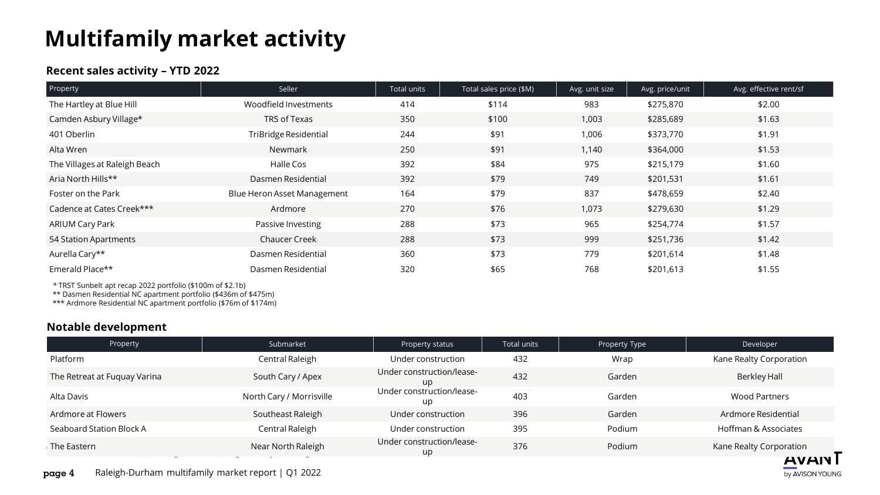# Multifamily market activity

### Recent sales activity – YTD 2022

| Property | Seller | Total units | Total sales price ($M) | Avg. unit size | Avg. price/unit | Avg. effective rent/sf |
|---|---|---|---|---|---|---|
| The Hartley at Blue Hill | Woodfield Investments | 414 | $114 | 983 | $275,870 | $2.00 |
| Camden Asbury Village* | TRS of Texas | 350 | $100 | 1,003 | $285,689 | $1.63 |
| 401 Oberlin | TriBridge Residential | 244 | $91 | 1,006 | $373,770 | $1.91 |
| Alta Wren | Newmark | 250 | $91 | 1,140 | $364,000 | $1.53 |
| The Villages at Raleigh Beach | Halle Cos | 392 | $84 | 975 | $215,179 | $1.60 |
| Aria North Hills** | Dasmen Residential | 392 | $79 | 749 | $201,531 | $1.61 |
| Foster on the Park | Blue Heron Asset Management | 164 | $79 | 837 | $478,659 | $2.40 |
| Cadence at Cates Creek*** | Ardmore | 270 | $76 | 1,073 | $279,630 | $1.29 |
| ARIUM Cary Park | Passive Investing | 288 | $73 | 965 | $254,774 | $1.57 |
| 54 Station Apartments | Chaucer Creek | 288 | $73 | 999 | $251,736 | $1.42 |
| Aurella Cary** | Dasmen Residential | 360 | $73 | 779 | $201,614 | $1.48 |
| Emerald Place** | Dasmen Residential | 320 | $65 | 768 | $201,613 | $1.55 |

* TRST Sunbelt apt recap 2022 portfolio ($100m of $2.1b)
** Dasmen Residential NC apartment portfolio ($436m of $475m)
*** Ardmore Residential NC apartment portfolio ($76m of $174m)

### Notable development

| Property | Submarket | Property status | Total units | Property Type | Developer |
|---|---|---|---|---|---|
| Platform | Central Raleigh | Under construction | 432 | Wrap | Kane Realty Corporation |
| The Retreat at Fuquay Varina | South Cary / Apex | Under construction/lease-up | 432 | Garden | Berkley Hall |
| Alta Davis | North Cary / Morrisville | Under construction/lease-up | 403 | Garden | Wood Partners |
| Ardmore at Flowers | Southeast Raleigh | Under construction | 396 | Garden | Ardmore Residential |
| Seaboard Station Block A | Central Raleigh | Under construction | 395 | Podium | Hoffman & Associates |
| The Eastern | Near North Raleigh | Under construction/lease-up | 376 | Podium | Kane Realty Corporation |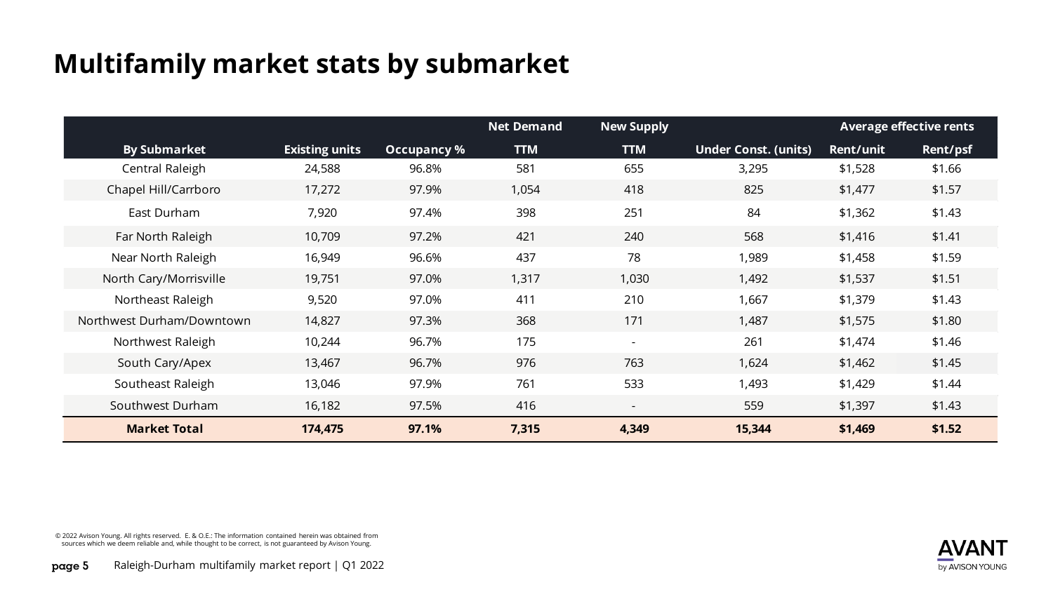# Multifamily market stats by submarket

| | | | Net Demand | New Supply | | Average effective rents | |
|---|---|---|---|---|---|---|---|
| **By Submarket** | **Existing units** | **Occupancy %** | **TTM** | **TTM** | **Under Const. (units)** | **Rent/unit** | **Rent/psf** |
| Central Raleigh | 24,588 | 96.8% | 581 | 655 | 3,295 | $1,528 | $1.66 |
| Chapel Hill/Carrboro | 17,272 | 97.9% | 1,054 | 418 | 825 | $1,477 | $1.57 |
| East Durham | 7,920 | 97.4% | 398 | 251 | 84 | $1,362 | $1.43 |
| Far North Raleigh | 10,709 | 97.2% | 421 | 240 | 568 | $1,416 | $1.41 |
| Near North Raleigh | 16,949 | 96.6% | 437 | 78 | 1,989 | $1,458 | $1.59 |
| North Cary/Morrisville | 19,751 | 97.0% | 1,317 | 1,030 | 1,492 | $1,537 | $1.51 |
| Northeast Raleigh | 9,520 | 97.0% | 411 | 210 | 1,667 | $1,379 | $1.43 |
| Northwest Durham/Downtown | 14,827 | 97.3% | 368 | 171 | 1,487 | $1,575 | $1.80 |
| Northwest Raleigh | 10,244 | 96.7% | 175 | - | 261 | $1,474 | $1.46 |
| South Cary/Apex | 13,467 | 96.7% | 976 | 763 | 1,624 | $1,462 | $1.45 |
| Southeast Raleigh | 13,046 | 97.9% | 761 | 533 | 1,493 | $1,429 | $1.44 |
| Southwest Durham | 16,182 | 97.5% | 416 | - | 559 | $1,397 | $1.43 |
| **Market Total** | **174,475** | **97.1%** | **7,315** | **4,349** | **15,344** | **$1,469** | **$1.52** |

© 2022 Avison Young. All rights reserved. E. & O.E.: The information contained herein was obtained from sources which we deem reliable and, while thought to be correct, is not guaranteed by Avison Young.

Raleigh-Durham multifamily market report | Q1 2022

AVANT by AVISON YOUNG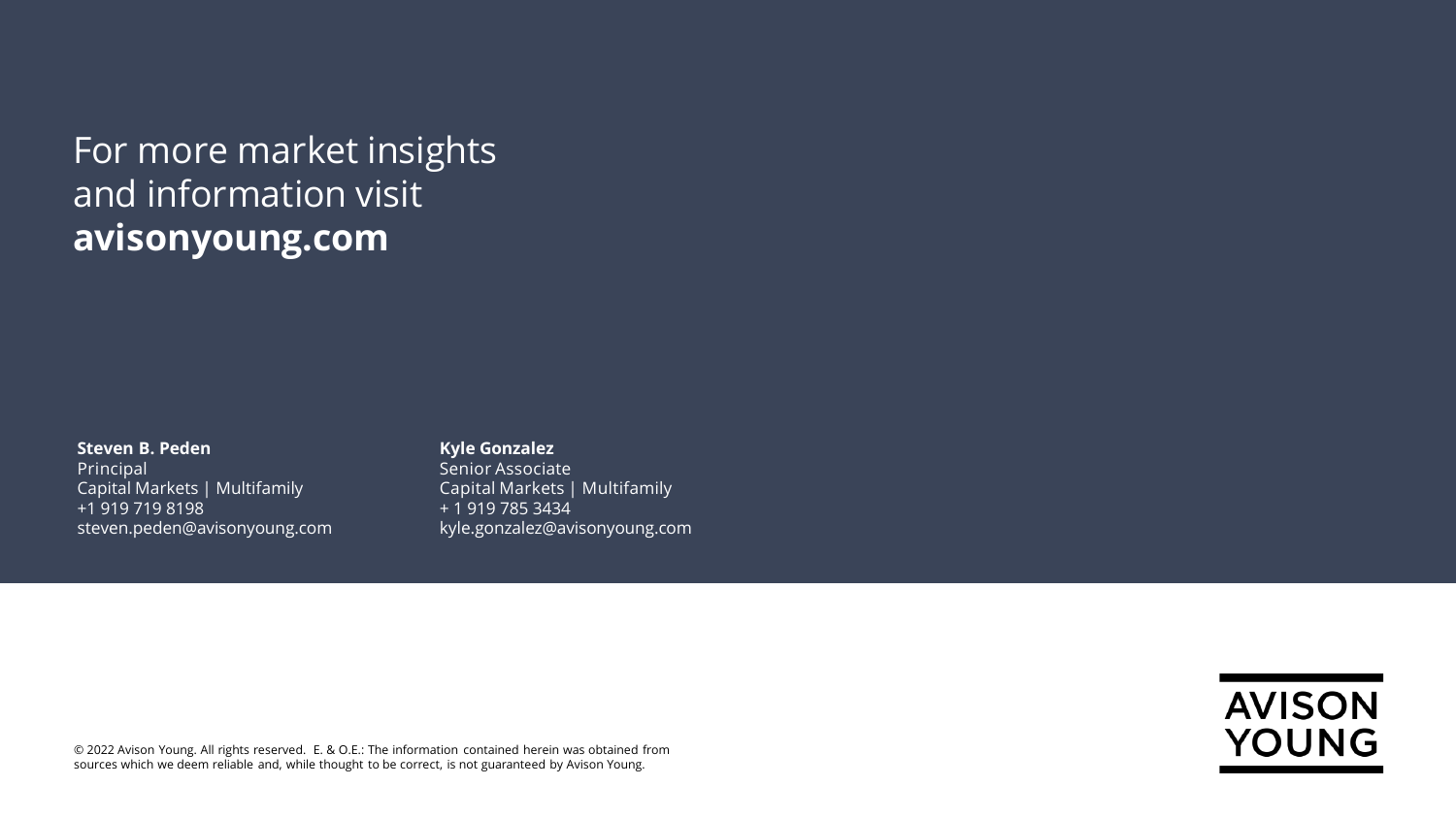For more market insights and information visit **avisonyoung.com**

**Steven B. Peden**
Principal
Capital Markets | Multifamily
+1 919 719 8198
steven.peden@avisonyoung.com

**Kyle Gonzalez**
Senior Associate
Capital Markets | Multifamily
+ 1 919 785 3434
kyle.gonzalez@avisonyoung.com

© 2022 Avison Young. All rights reserved. E. & O.E.: The information contained herein was obtained from sources which we deem reliable and, while thought to be correct, is not guaranteed by Avison Young.

AVISON YOUNG